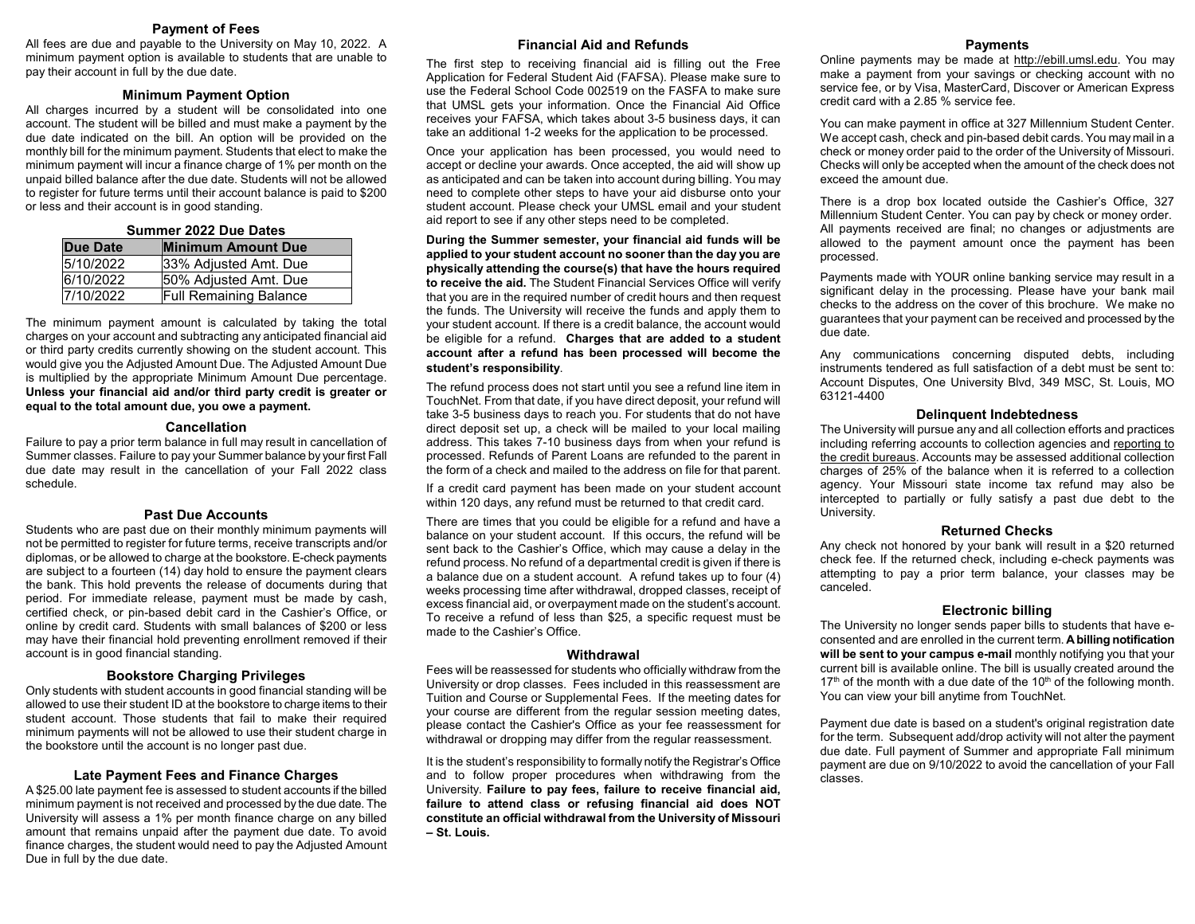## Payment of Fees

All fees are due and payable to the University on May 10, 2022. A minimum payment option is available to students that are unable to pay their account in full by the due date.

## Minimum Payment Option

All charges incurred by a student will be consolidated into one account. The student will be billed and must make a payment by the due date indicated on the bill. An option will be provided on the monthly bill for the minimum payment. Students that elect to make the minimum payment will incur a finance charge of 1% per month on the unpaid billed balance after the due date. Students will not be allowed to register for future terms until their account balance is paid to $200 or less and their account is in good standing.

**Summer 2022 Due Dates**

| Due Date | Minimum Amount Due |
| --- | --- |
| 5/10/2022 | 33% Adjusted Amt. Due |
| 6/10/2022 | 50% Adjusted Amt. Due |
| 7/10/2022 | Full Remaining Balance |

The minimum payment amount is calculated by taking the total charges on your account and subtracting any anticipated financial aid or third party credits currently showing on the student account. This would give you the Adjusted Amount Due. The Adjusted Amount Due is multiplied by the appropriate Minimum Amount Due percentage. **Unless your financial aid and/or third party credit is greater or equal to the total amount due, you owe a payment.**

## Cancellation

Failure to pay a prior term balance in full may result in cancellation of Summer classes. Failure to pay your Summer balance by your first Fall due date may result in the cancellation of your Fall 2022 class schedule.

## Past Due Accounts

Students who are past due on their monthly minimum payments will not be permitted to register for future terms, receive transcripts and/or diplomas, or be allowed to charge at the bookstore. E-check payments are subject to a fourteen (14) day hold to ensure the payment clears the bank. This hold prevents the release of documents during that period. For immediate release, payment must be made by cash, certified check, or pin-based debit card in the Cashier's Office, or online by credit card. Students with small balances of $200 or less may have their financial hold preventing enrollment removed if their account is in good financial standing.

## Bookstore Charging Privileges

Only students with student accounts in good financial standing will be allowed to use their student ID at the bookstore to charge items to their student account. Those students that fail to make their required minimum payments will not be allowed to use their student charge in the bookstore until the account is no longer past due.

## Late Payment Fees and Finance Charges

A $25.00 late payment fee is assessed to student accounts if the billed minimum payment is not received and processed by the due date. The University will assess a 1% per month finance charge on any billed amount that remains unpaid after the payment due date. To avoid finance charges, the student would need to pay the Adjusted Amount Due in full by the due date.

## Financial Aid and Refunds

The first step to receiving financial aid is filling out the Free Application for Federal Student Aid (FAFSA). Please make sure to use the Federal School Code 002519 on the FASFA to make sure that UMSL gets your information. Once the Financial Aid Office receives your FAFSA, which takes about 3-5 business days, it can take an additional 1-2 weeks for the application to be processed.

Once your application has been processed, you would need to accept or decline your awards. Once accepted, the aid will show up as anticipated and can be taken into account during billing. You may need to complete other steps to have your aid disburse onto your student account. Please check your UMSL email and your student aid report to see if any other steps need to be completed.

**During the Summer semester, your financial aid funds will be applied to your student account no sooner than the day you are physically attending the course(s) that have the hours required to receive the aid.** The Student Financial Services Office will verify that you are in the required number of credit hours and then request the funds. The University will receive the funds and apply them to your student account. If there is a credit balance, the account would be eligible for a refund. **Charges that are added to a student account after a refund has been processed will become the student's responsibility**.

The refund process does not start until you see a refund line item in TouchNet. From that date, if you have direct deposit, your refund will take 3-5 business days to reach you. For students that do not have direct deposit set up, a check will be mailed to your local mailing address. This takes 7-10 business days from when your refund is processed. Refunds of Parent Loans are refunded to the parent in the form of a check and mailed to the address on file for that parent.

If a credit card payment has been made on your student account within 120 days, any refund must be returned to that credit card.

There are times that you could be eligible for a refund and have a balance on your student account. If this occurs, the refund will be sent back to the Cashier's Office, which may cause a delay in the refund process. No refund of a departmental credit is given if there is a balance due on a student account. A refund takes up to four (4) weeks processing time after withdrawal, dropped classes, receipt of excess financial aid, or overpayment made on the student's account. To receive a refund of less than $25, a specific request must be made to the Cashier's Office.

## Withdrawal

Fees will be reassessed for students who officially withdraw from the University or drop classes. Fees included in this reassessment are Tuition and Course or Supplemental Fees. If the meeting dates for your course are different from the regular session meeting dates, please contact the Cashier's Office as your fee reassessment for withdrawal or dropping may differ from the regular reassessment.

It is the student's responsibility to formally notify the Registrar's Office and to follow proper procedures when withdrawing from the University. **Failure to pay fees, failure to receive financial aid, failure to attend class or refusing financial aid does NOT constitute an official withdrawal from the University of Missouri – St. Louis.**

## Payments

Online payments may be made at http://ebill.umsl.edu. You may make a payment from your savings or checking account with no service fee, or by Visa, MasterCard, Discover or American Express credit card with a 2.85 % service fee.

You can make payment in office at 327 Millennium Student Center. We accept cash, check and pin-based debit cards. You may mail in a check or money order paid to the order of the University of Missouri. Checks will only be accepted when the amount of the check does not exceed the amount due.

There is a drop box located outside the Cashier's Office, 327 Millennium Student Center. You can pay by check or money order. All payments received are final; no changes or adjustments are allowed to the payment amount once the payment has been processed.

Payments made with YOUR online banking service may result in a significant delay in the processing. Please have your bank mail checks to the address on the cover of this brochure. We make no guarantees that your payment can be received and processed by the due date.

Any communications concerning disputed debts, including instruments tendered as full satisfaction of a debt must be sent to: Account Disputes, One University Blvd, 349 MSC, St. Louis, MO 63121-4400

## Delinquent Indebtedness

The University will pursue any and all collection efforts and practices including referring accounts to collection agencies and reporting to the credit bureaus. Accounts may be assessed additional collection charges of 25% of the balance when it is referred to a collection agency. Your Missouri state income tax refund may also be intercepted to partially or fully satisfy a past due debt to the University.

## Returned Checks

Any check not honored by your bank will result in a $20 returned check fee. If the returned check, including e-check payments was attempting to pay a prior term balance, your classes may be canceled.

## Electronic billing

The University no longer sends paper bills to students that have e-consented and are enrolled in the current term. **A billing notification will be sent to your campus e-mail** monthly notifying you that your current bill is available online. The bill is usually created around the 17th of the month with a due date of the 10th of the following month. You can view your bill anytime from TouchNet.

Payment due date is based on a student's original registration date for the term. Subsequent add/drop activity will not alter the payment due date. Full payment of Summer and appropriate Fall minimum payment are due on 9/10/2022 to avoid the cancellation of your Fall classes.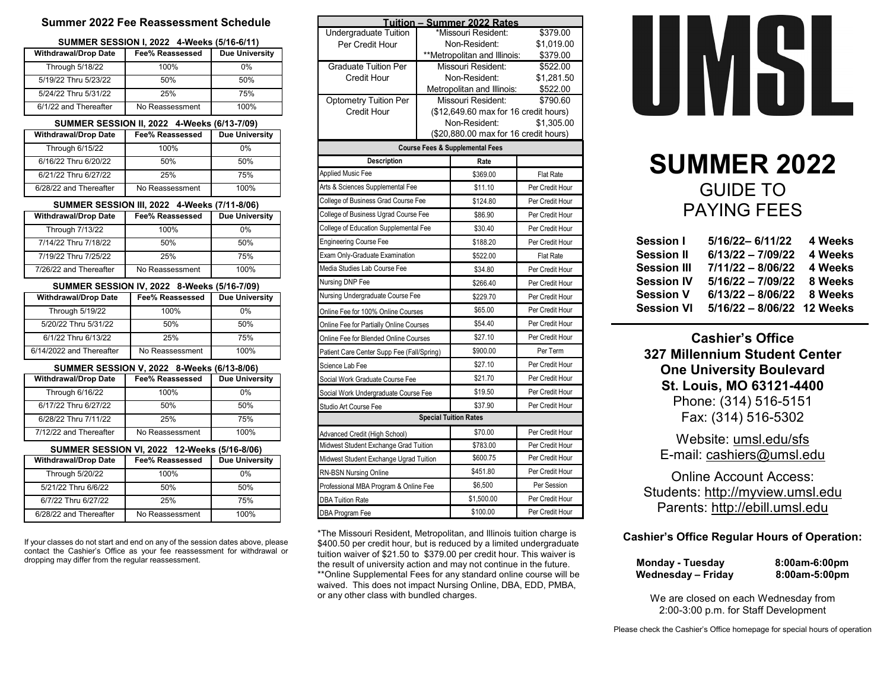## Summer 2022 Fee Reassessment Schedule

**SUMMER SESSION I, 2022 4-Weeks (5/16-6/11)**

| Withdrawal/Drop Date | Fee% Reassessed | Due University |
|---|---|---|
| Through 5/18/22 | 100% | 0% |
| 5/19/22 Thru 5/23/22 | 50% | 50% |
| 5/24/22 Thru 5/31/22 | 25% | 75% |
| 6/1/22 and Thereafter | No Reassessment | 100% |

**SUMMER SESSION II, 2022 4-Weeks (6/13-7/09)**

| Withdrawal/Drop Date | Fee% Reassessed | Due University |
|---|---|---|
| Through 6/15/22 | 100% | 0% |
| 6/16/22 Thru 6/20/22 | 50% | 50% |
| 6/21/22 Thru 6/27/22 | 25% | 75% |
| 6/28/22 and Thereafter | No Reassessment | 100% |

**SUMMER SESSION III, 2022 4-Weeks (7/11-8/06)**

| Withdrawal/Drop Date | Fee% Reassessed | Due University |
|---|---|---|
| Through 7/13/22 | 100% | 0% |
| 7/14/22 Thru 7/18/22 | 50% | 50% |
| 7/19/22 Thru 7/25/22 | 25% | 75% |
| 7/26/22 and Thereafter | No Reassessment | 100% |

**SUMMER SESSION IV, 2022 8-Weeks (5/16-7/09)**

| Withdrawal/Drop Date | Fee% Reassessed | Due University |
|---|---|---|
| Through 5/19/22 | 100% | 0% |
| 5/20/22 Thru 5/31/22 | 50% | 50% |
| 6/1/22 Thru 6/13/22 | 25% | 75% |
| 6/14/2022 and Thereafter | No Reassessment | 100% |

**SUMMER SESSION V, 2022 8-Weeks (6/13-8/06)**

| Withdrawal/Drop Date | Fee% Reassessed | Due University |
|---|---|---|
| Through 6/16/22 | 100% | 0% |
| 6/17/22 Thru 6/27/22 | 50% | 50% |
| 6/28/22 Thru 7/11/22 | 25% | 75% |
| 7/12/22 and Thereafter | No Reassessment | 100% |

**SUMMER SESSION VI, 2022 12-Weeks (5/16-8/06)**

| Withdrawal/Drop Date | Fee% Reassessed | Due University |
|---|---|---|
| Through 5/20/22 | 100% | 0% |
| 5/21/22 Thru 6/6/22 | 50% | 50% |
| 6/7/22 Thru 6/27/22 | 25% | 75% |
| 6/28/22 and Thereafter | No Reassessment | 100% |

If your classes do not start and end on any of the session dates above, please contact the Cashier's Office as your fee reassessment for withdrawal or dropping may differ from the regular reassessment.

**Tuition – Summer 2022 Rates**

| | | |
|---|---|---|
| Undergraduate Tuition Per Credit Hour | *Missouri Resident: | $379.00 |
| | Non-Resident: | $1,019.00 |
| | **Metropolitan and Illinois: | $379.00 |
| Graduate Tuition Per Credit Hour | Missouri Resident: | $522.00 |
| | Non-Resident: | $1,281.50 |
| | Metropolitan and Illinois: | $522.00 |
| Optometry Tuition Per Credit Hour | Missouri Resident: | $790.60 |
| | ($12,649.60 max for 16 credit hours) | |
| | Non-Resident: | $1,305.00 |
| | ($20,880.00 max for 16 credit hours) | |

**Course Fees & Supplemental Fees**

| Description | Rate | |
|---|---|---|
| Applied Music Fee | $369.00 | Flat Rate |
| Arts & Sciences Supplemental Fee | $11.10 | Per Credit Hour |
| College of Business Grad Course Fee | $124.80 | Per Credit Hour |
| College of Business Ugrad Course Fee | $86.90 | Per Credit Hour |
| College of Education Supplemental Fee | $30.40 | Per Credit Hour |
| Engineering Course Fee | $188.20 | Per Credit Hour |
| Exam Only-Graduate Examination | $522.00 | Flat Rate |
| Media Studies Lab Course Fee | $34.80 | Per Credit Hour |
| Nursing DNP Fee | $266.40 | Per Credit Hour |
| Nursing Undergraduate Course Fee | $229.70 | Per Credit Hour |
| Online Fee for 100% Online Courses | $65.00 | Per Credit Hour |
| Online Fee for Partially Online Courses | $54.40 | Per Credit Hour |
| Online Fee for Blended Online Courses | $27.10 | Per Credit Hour |
| Patient Care Center Supp Fee (Fall/Spring) | $900.00 | Per Term |
| Science Lab Fee | $27.10 | Per Credit Hour |
| Social Work Graduate Course Fee | $21.70 | Per Credit Hour |
| Social Work Undergraduate Course Fee | $19.50 | Per Credit Hour |
| Studio Art Course Fee | $37.90 | Per Credit Hour |
| **Special Tuition Rates** | | |
| Advanced Credit (High School) | $70.00 | Per Credit Hour |
| Midwest Student Exchange Grad Tuition | $783.00 | Per Credit Hour |
| Midwest Student Exchange Ugrad Tuition | $600.75 | Per Credit Hour |
| RN-BSN Nursing Online | $451.80 | Per Credit Hour |
| Professional MBA Program & Online Fee | $6,500 | Per Session |
| DBA Tuition Rate | $1,500.00 | Per Credit Hour |
| DBA Program Fee | $100.00 | Per Credit Hour |

*The Missouri Resident, Metropolitan, and Illinois tuition charge is $400.50 per credit hour, but is reduced by a limited undergraduate tuition waiver of $21.50 to $379.00 per credit hour. This waiver is the result of university action and may not continue in the future.
**Online Supplemental Fees for any standard online course will be waived. This does not impact Nursing Online, DBA, EDD, PMBA, or any other class with bundled charges.

# UMSL

# SUMMER 2022
## GUIDE TO PAYING FEES

| | | |
|---|---|---|
| **Session I** | **5/16/22– 6/11/22** | **4 Weeks** |
| **Session II** | **6/13/22 – 7/09/22** | **4 Weeks** |
| **Session III** | **7/11/22 – 8/06/22** | **4 Weeks** |
| **Session IV** | **5/16/22 – 7/09/22** | **8 Weeks** |
| **Session V** | **6/13/22 – 8/06/22** | **8 Weeks** |
| **Session VI** | **5/16/22 – 8/06/22** | **12 Weeks** |

**Cashier's Office**
**327 Millennium Student Center**
**One University Boulevard**
**St. Louis, MO 63121-4400**
Phone: (314) 516-5151
Fax: (314) 516-5302

Website: umsl.edu/sfs
E-mail: cashiers@umsl.edu

Online Account Access:
Students: http://myview.umsl.edu
Parents: http://ebill.umsl.edu

**Cashier's Office Regular Hours of Operation:**

| | |
|---|---|
| **Monday - Tuesday** | **8:00am-6:00pm** |
| **Wednesday – Friday** | **8:00am-5:00pm** |

We are closed on each Wednesday from 2:00-3:00 p.m. for Staff Development

Please check the Cashier's Office homepage for special hours of operation